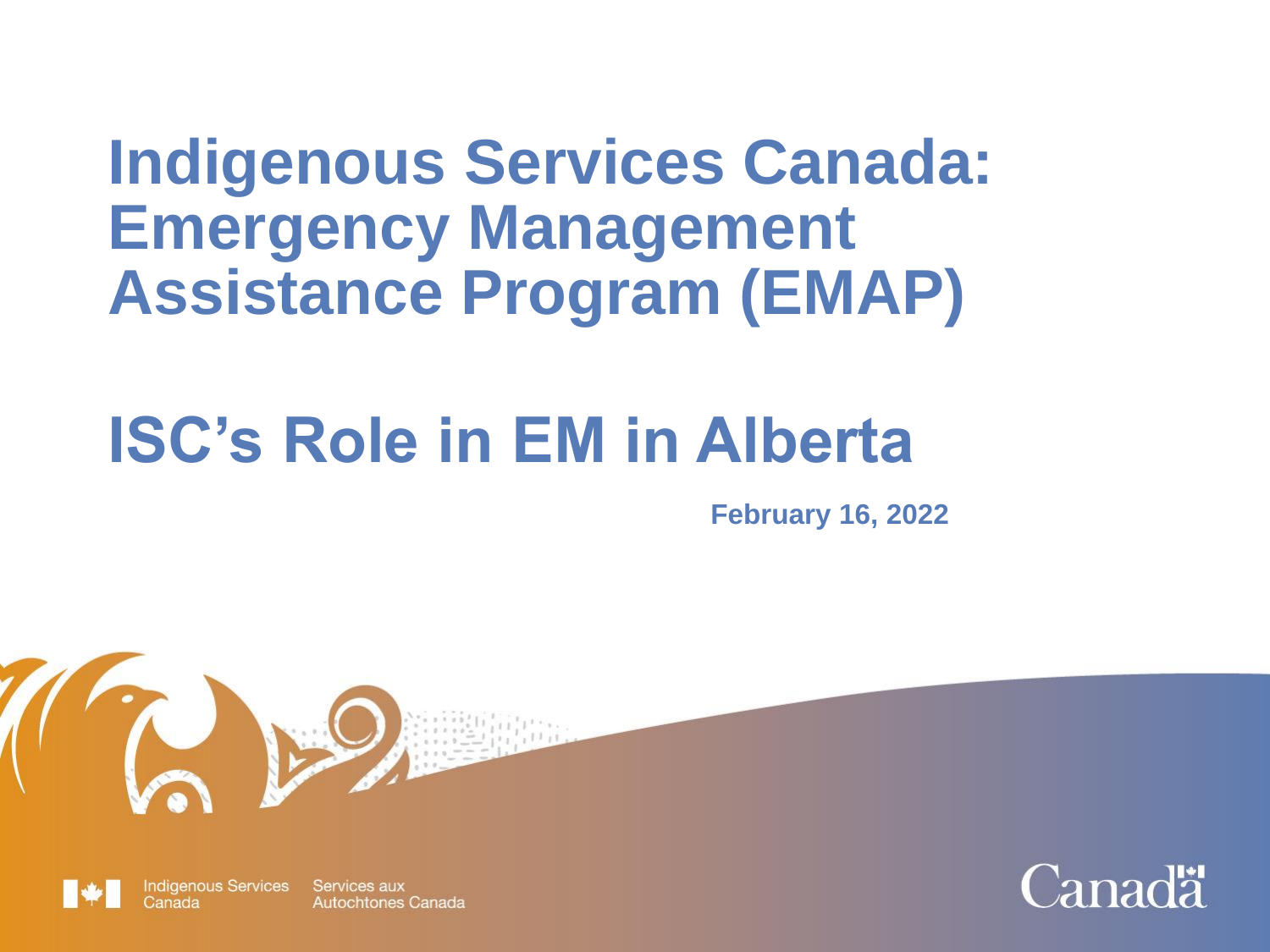# Indigenous Services Canada: Emergency Management Assistance Program (EMAP)

# ISC's Role in EM in Alberta

**February 16, 2022**

Indigenous Services Canada   Services aux Autochtones Canada

Canada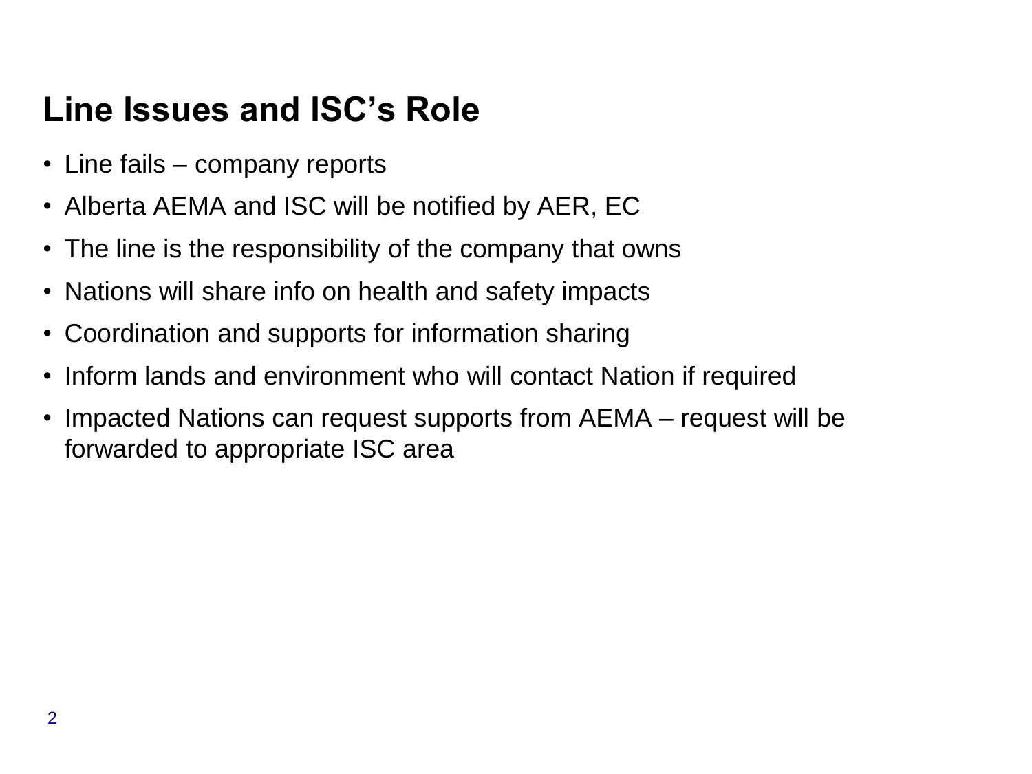# Line Issues and ISC's Role

- Line fails – company reports
- Alberta AEMA and ISC will be notified by AER, EC
- The line is the responsibility of the company that owns
- Nations will share info on health and safety impacts
- Coordination and supports for information sharing
- Inform lands and environment who will contact Nation if required
- Impacted Nations can request supports from AEMA – request will be forwarded to appropriate ISC area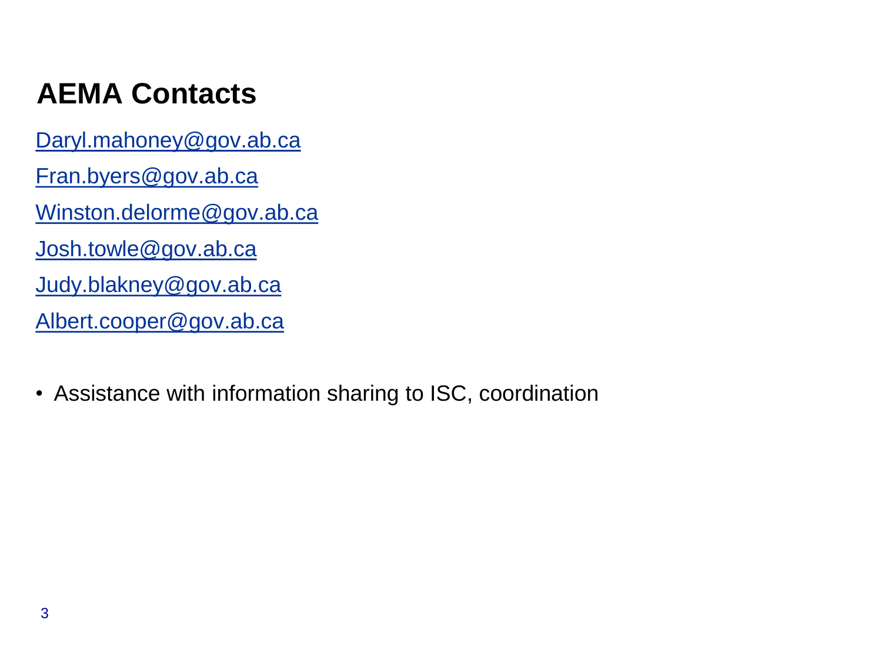# AEMA Contacts

Daryl.mahoney@gov.ab.ca

Fran.byers@gov.ab.ca

Winston.delorme@gov.ab.ca

Josh.towle@gov.ab.ca

Judy.blakney@gov.ab.ca

Albert.cooper@gov.ab.ca

- Assistance with information sharing to ISC, coordination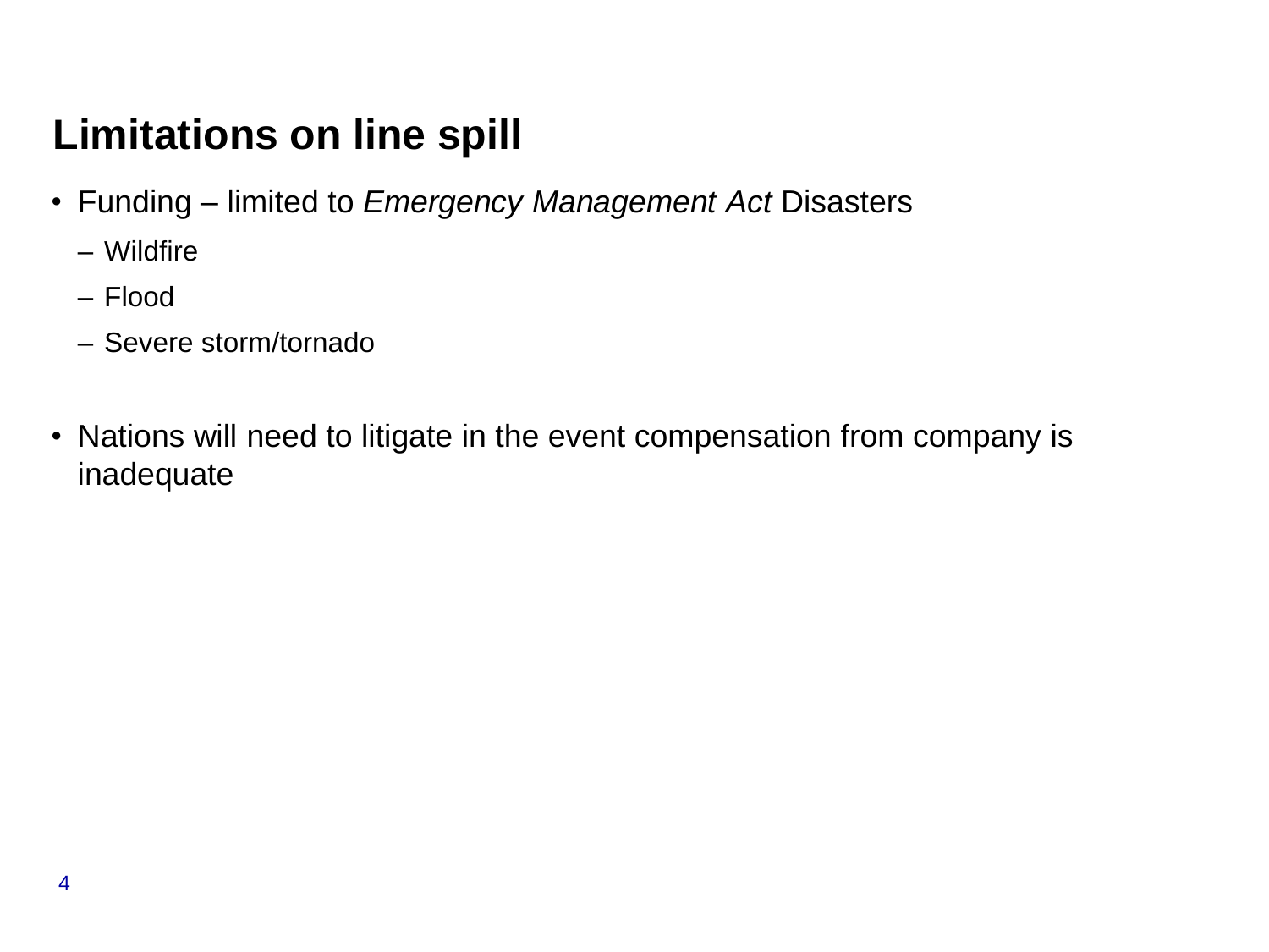## Limitations on line spill

- Funding – limited to *Emergency Management Act* Disasters
  - Wildfire
  - Flood
  - Severe storm/tornado

- Nations will need to litigate in the event compensation from company is inadequate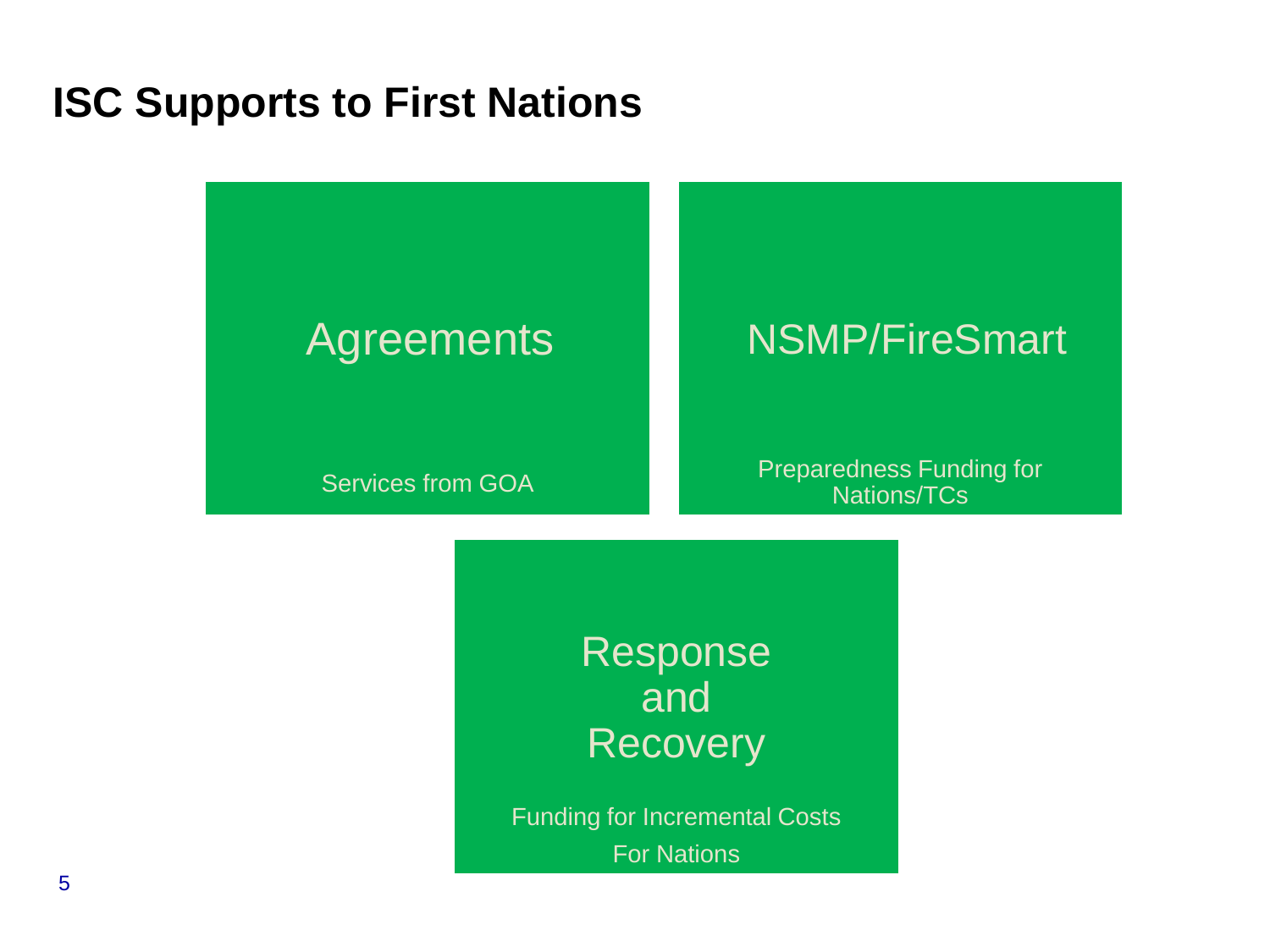# ISC Supports to First Nations

**Agreements**

Services from GOA

**NSMP/FireSmart**

Preparedness Funding for Nations/TCs

**Response and Recovery**

Funding for Incremental Costs For Nations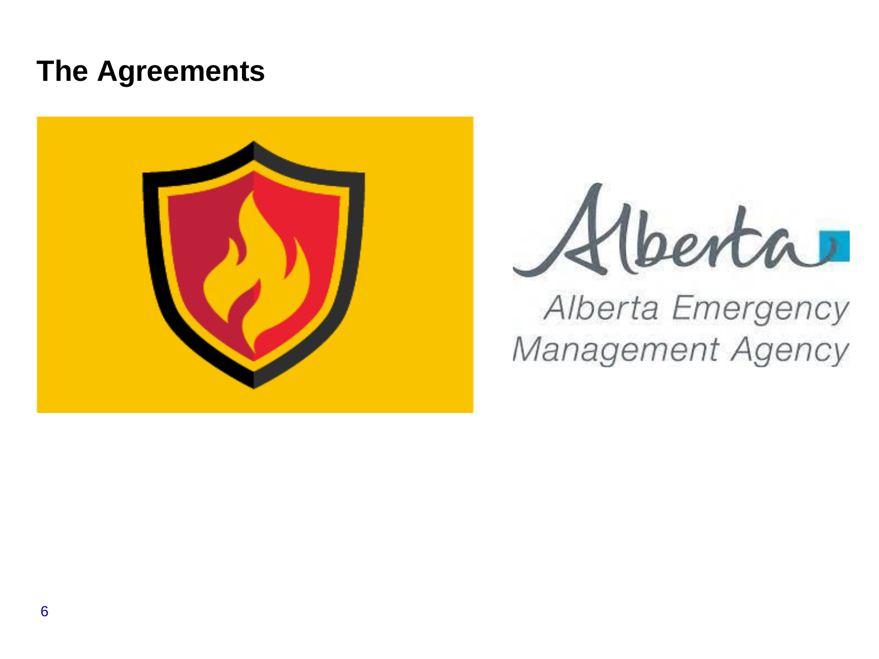# The Agreements

Alberta Emergency Management Agency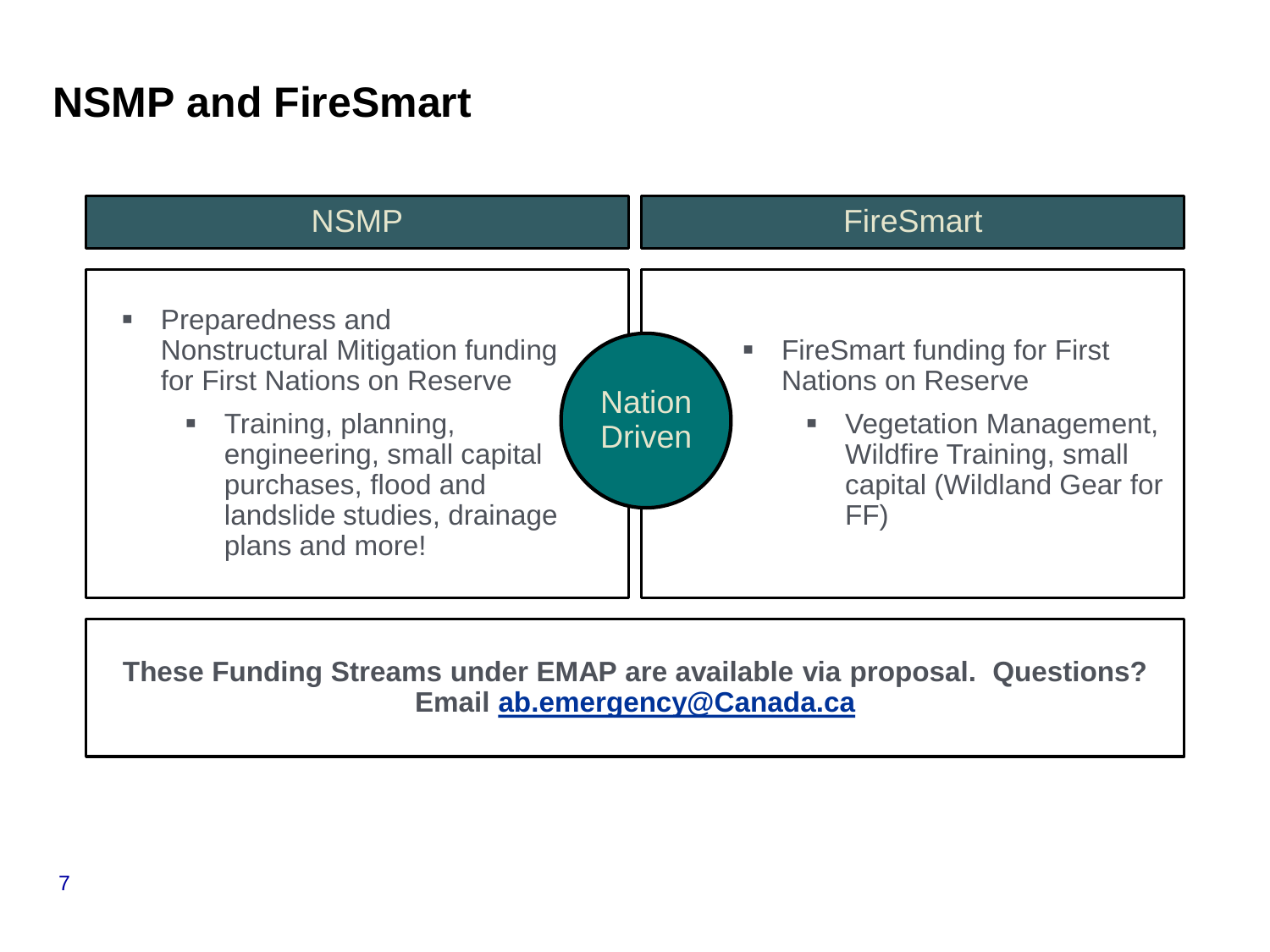# NSMP and FireSmart

## NSMP

- Preparedness and Nonstructural Mitigation funding for First Nations on Reserve
  - Training, planning, engineering, small capital purchases, flood and landslide studies, drainage plans and more!

**Nation Driven**

## FireSmart

- FireSmart funding for First Nations on Reserve
  - Vegetation Management, Wildfire Training, small capital (Wildland Gear for FF)

**These Funding Streams under EMAP are available via proposal. Questions? Email ab.emergency@Canada.ca**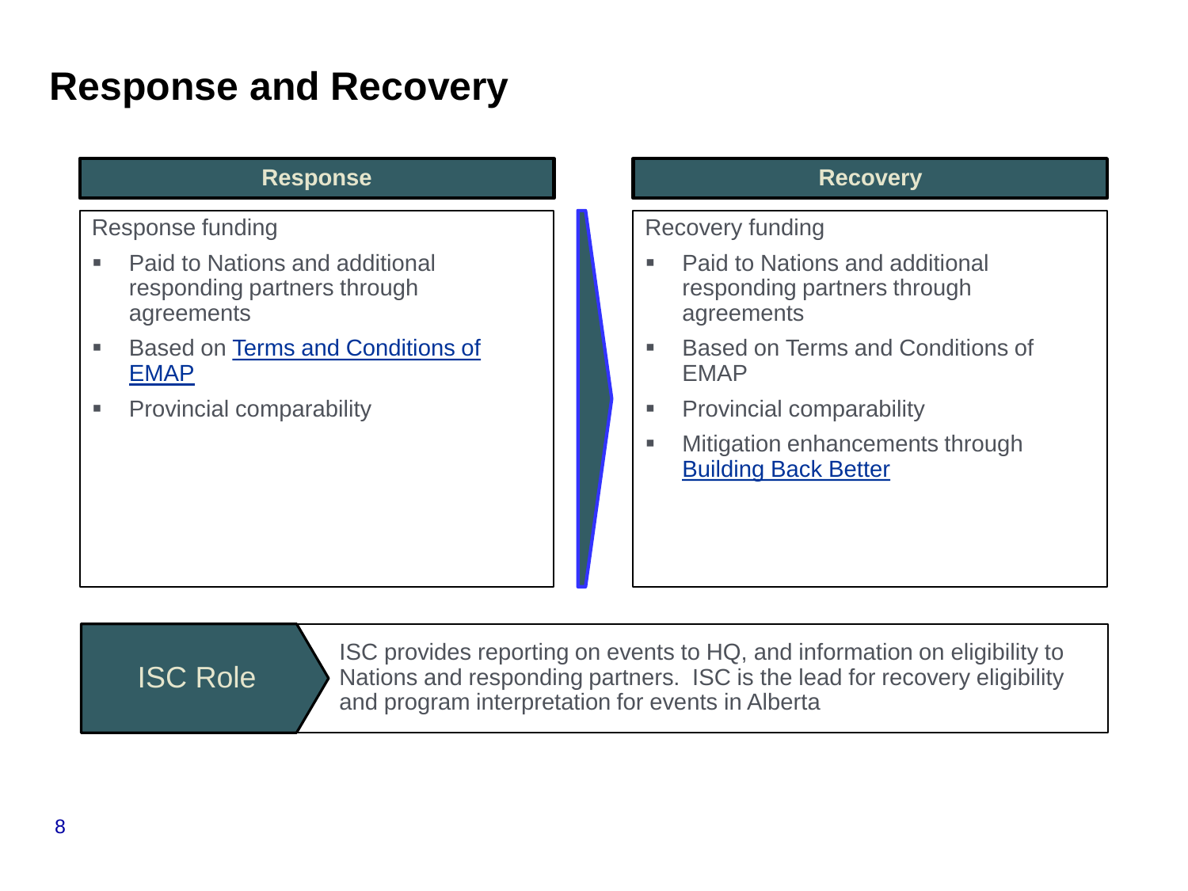# Response and Recovery

## Response

Response funding

- Paid to Nations and additional responding partners through agreements
- Based on Terms and Conditions of EMAP
- Provincial comparability

## Recovery

Recovery funding

- Paid to Nations and additional responding partners through agreements
- Based on Terms and Conditions of EMAP
- Provincial comparability
- Mitigation enhancements through Building Back Better

## ISC Role

ISC provides reporting on events to HQ, and information on eligibility to Nations and responding partners. ISC is the lead for recovery eligibility and program interpretation for events in Alberta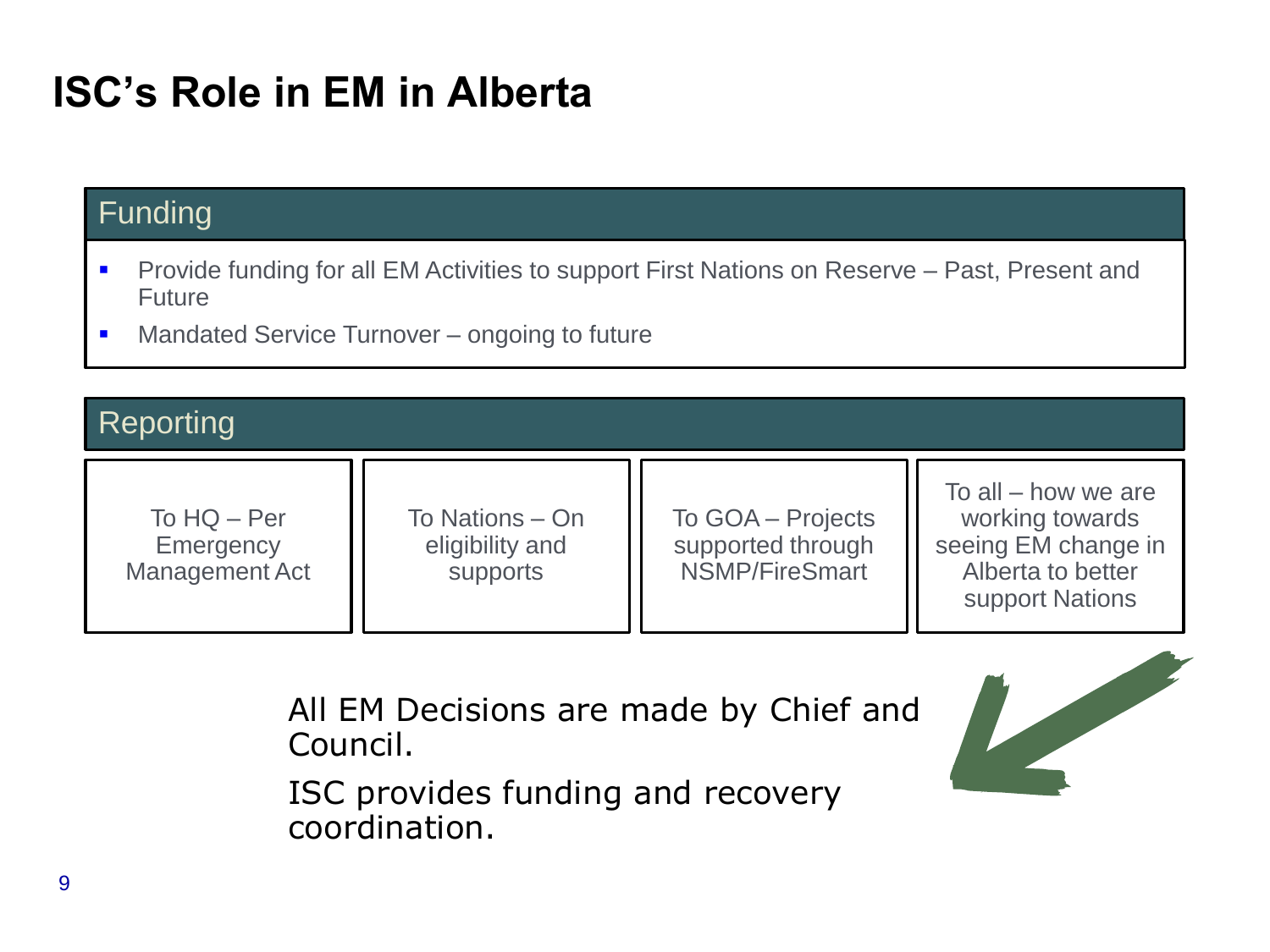# ISC’s Role in EM in Alberta

## Funding

- Provide funding for all EM Activities to support First Nations on Reserve – Past, Present and Future
- Mandated Service Turnover – ongoing to future

## Reporting

| To HQ – Per Emergency Management Act | To Nations – On eligibility and supports | To GOA – Projects supported through NSMP/FireSmart | To all – how we are working towards seeing EM change in Alberta to better support Nations |
|---|---|---|---|

All EM Decisions are made by Chief and Council.

ISC provides funding and recovery coordination.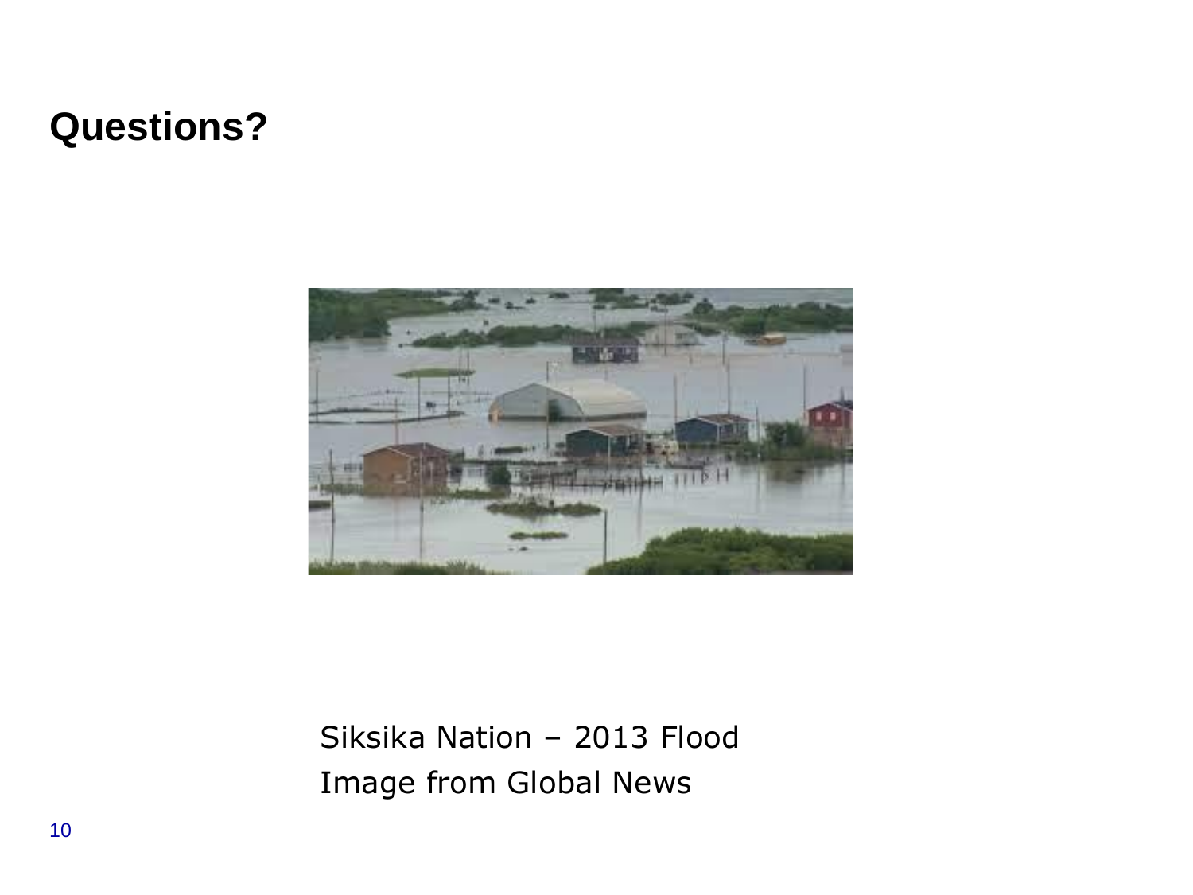## Questions?

Siksika Nation – 2013 Flood
Image from Global News